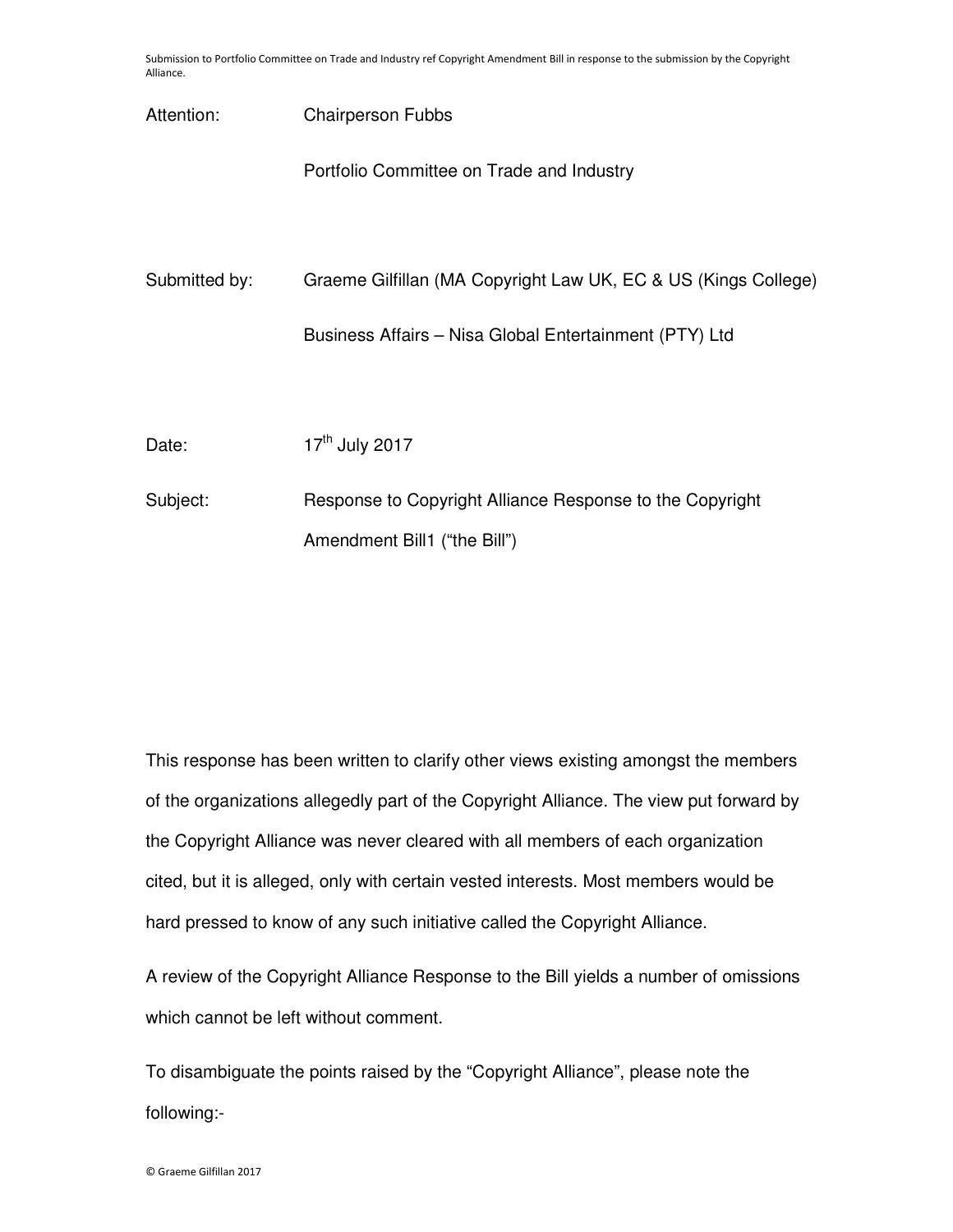Attention: Chairperson Fubbs

Portfolio Committee on Trade and Industry

Submitted by: Graeme Gilfillan (MA Copyright Law UK, EC & US (Kings College)

Business Affairs – Nisa Global Entertainment (PTY) Ltd

Date: 17th July 2017

Subject: Response to Copyright Alliance Response to the Copyright Amendment Bill1 ("the Bill")

This response has been written to clarify other views existing amongst the members of the organizations allegedly part of the Copyright Alliance. The view put forward by the Copyright Alliance was never cleared with all members of each organization cited, but it is alleged, only with certain vested interests. Most members would be hard pressed to know of any such initiative called the Copyright Alliance.

A review of the Copyright Alliance Response to the Bill yields a number of omissions which cannot be left without comment.

To disambiguate the points raised by the "Copyright Alliance", please note the following:-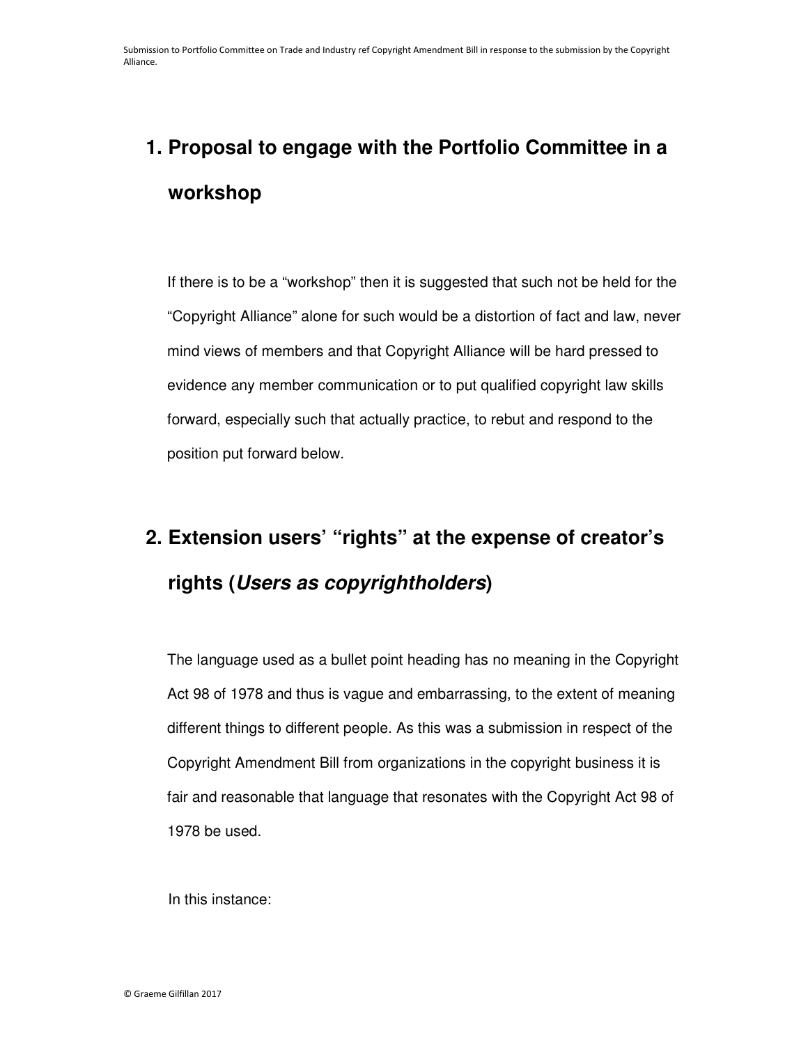## 1. Proposal to engage with the Portfolio Committee in a workshop

If there is to be a "workshop" then it is suggested that such not be held for the "Copyright Alliance" alone for such would be a distortion of fact and law, never mind views of members and that Copyright Alliance will be hard pressed to evidence any member communication or to put qualified copyright law skills forward, especially such that actually practice, to rebut and respond to the position put forward below.

## 2. Extension users' "rights" at the expense of creator's rights (*Users as copyrightholders*)

The language used as a bullet point heading has no meaning in the Copyright Act 98 of 1978 and thus is vague and embarrassing, to the extent of meaning different things to different people. As this was a submission in respect of the Copyright Amendment Bill from organizations in the copyright business it is fair and reasonable that language that resonates with the Copyright Act 98 of 1978 be used.

In this instance: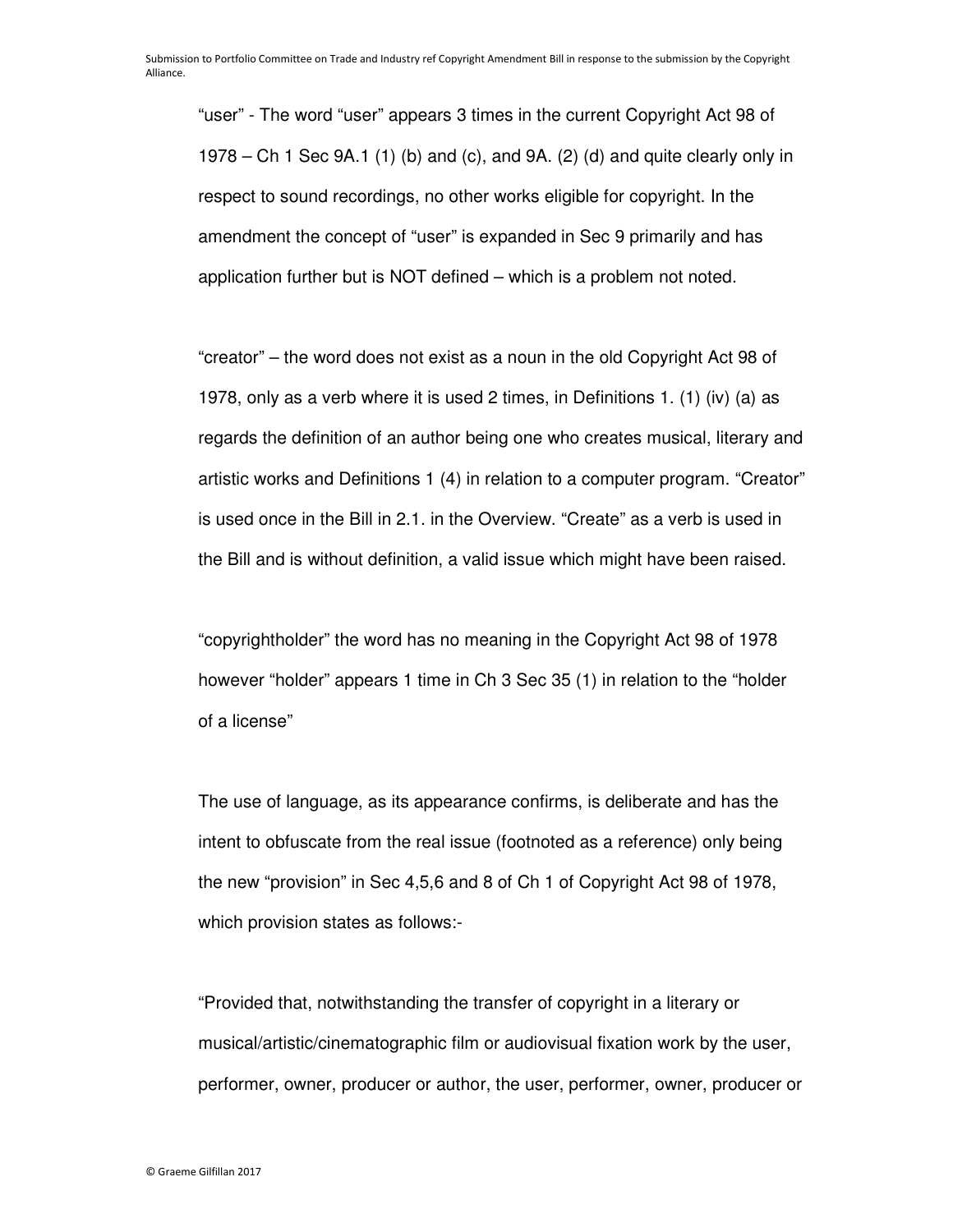“user” - The word “user” appears 3 times in the current Copyright Act 98 of 1978 – Ch 1 Sec 9A.1 (1) (b) and (c), and 9A. (2) (d) and quite clearly only in respect to sound recordings, no other works eligible for copyright. In the amendment the concept of “user” is expanded in Sec 9 primarily and has application further but is NOT defined – which is a problem not noted.

“creator” – the word does not exist as a noun in the old Copyright Act 98 of 1978, only as a verb where it is used 2 times, in Definitions 1. (1) (iv) (a) as regards the definition of an author being one who creates musical, literary and artistic works and Definitions 1 (4) in relation to a computer program. “Creator” is used once in the Bill in 2.1. in the Overview. “Create” as a verb is used in the Bill and is without definition, a valid issue which might have been raised.

“copyrightholder” the word has no meaning in the Copyright Act 98 of 1978 however “holder” appears 1 time in Ch 3 Sec 35 (1) in relation to the “holder of a license”

The use of language, as its appearance confirms, is deliberate and has the intent to obfuscate from the real issue (footnoted as a reference) only being the new “provision” in Sec 4,5,6 and 8 of Ch 1 of Copyright Act 98 of 1978, which provision states as follows:-

“Provided that, notwithstanding the transfer of copyright in a literary or musical/artistic/cinematographic film or audiovisual fixation work by the user, performer, owner, producer or author, the user, performer, owner, producer or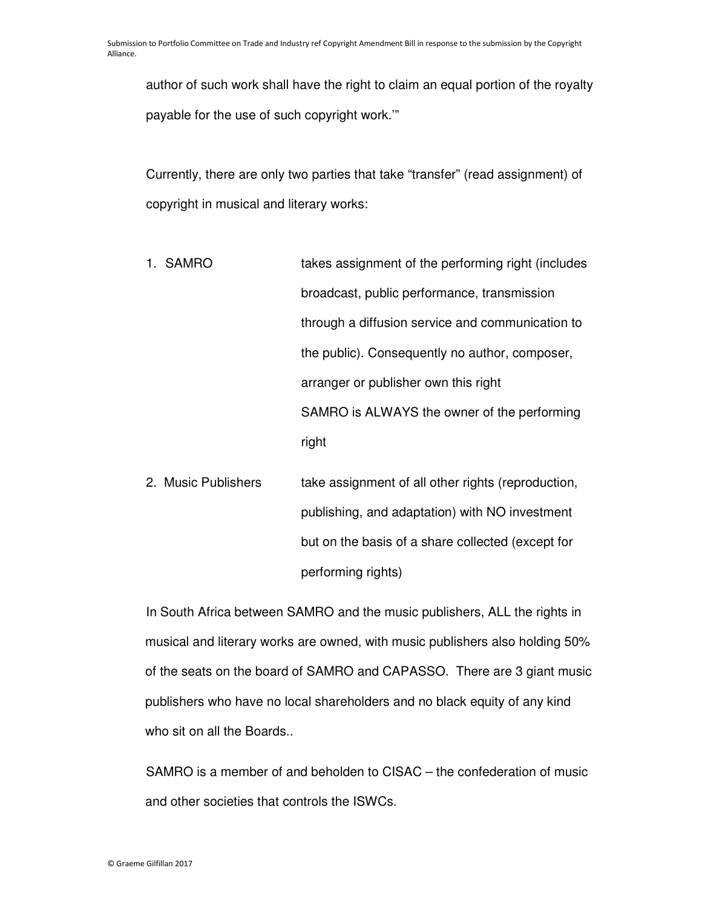author of such work shall have the right to claim an equal portion of the royalty payable for the use of such copyright work.'"

Currently, there are only two parties that take "transfer" (read assignment) of copyright in musical and literary works:

| | |
|---|---|
| 1. SAMRO | takes assignment of the performing right (includes broadcast, public performance, transmission through a diffusion service and communication to the public). Consequently no author, composer, arranger or publisher own this right<br>SAMRO is ALWAYS the owner of the performing right |
| 2. Music Publishers | take assignment of all other rights (reproduction, publishing, and adaptation) with NO investment but on the basis of a share collected (except for performing rights) |

In South Africa between SAMRO and the music publishers, ALL the rights in musical and literary works are owned, with music publishers also holding 50% of the seats on the board of SAMRO and CAPASSO. There are 3 giant music publishers who have no local shareholders and no black equity of any kind who sit on all the Boards..

SAMRO is a member of and beholden to CISAC – the confederation of music and other societies that controls the ISWCs.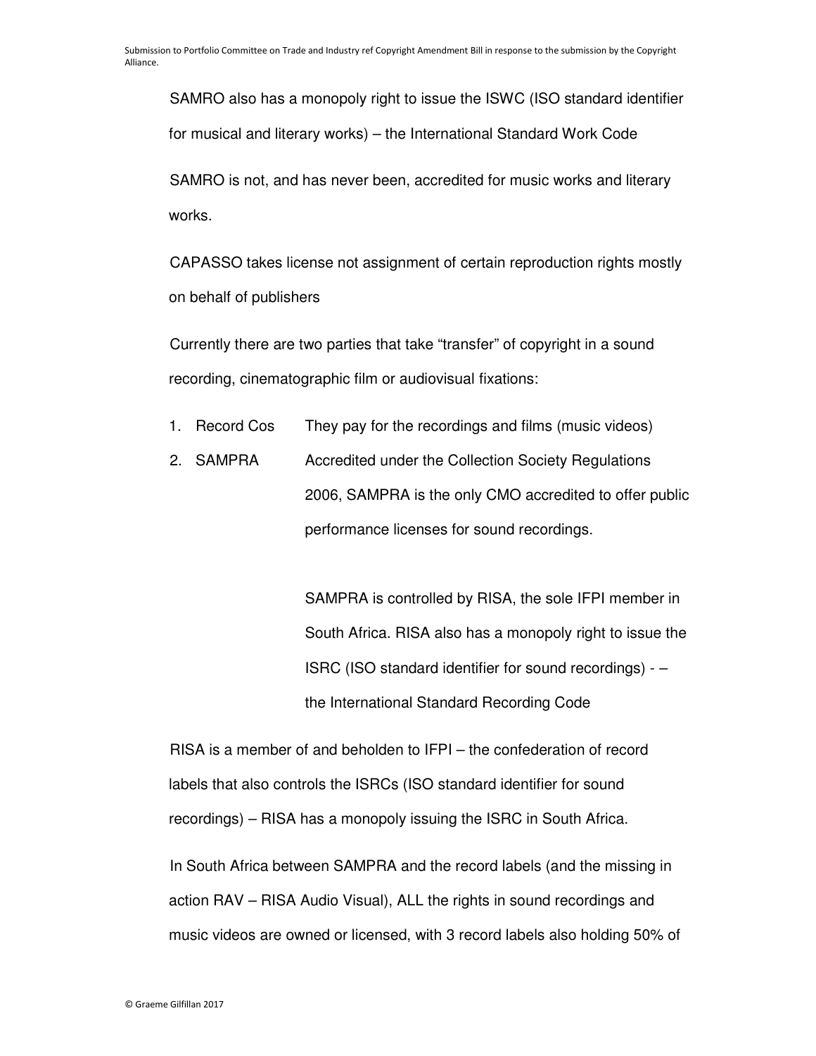SAMRO also has a monopoly right to issue the ISWC (ISO standard identifier for musical and literary works) – the International Standard Work Code

SAMRO is not, and has never been, accredited for music works and literary works.

CAPASSO takes license not assignment of certain reproduction rights mostly on behalf of publishers

Currently there are two parties that take "transfer" of copyright in a sound recording, cinematographic film or audiovisual fixations:

1. Record Cos — They pay for the recordings and films (music videos)
2. SAMPRA — Accredited under the Collection Society Regulations 2006, SAMPRA is the only CMO accredited to offer public performance licenses for sound recordings.

   SAMPRA is controlled by RISA, the sole IFPI member in South Africa. RISA also has a monopoly right to issue the ISRC (ISO standard identifier for sound recordings) - – the International Standard Recording Code

RISA is a member of and beholden to IFPI – the confederation of record labels that also controls the ISRCs (ISO standard identifier for sound recordings) – RISA has a monopoly issuing the ISRC in South Africa.

In South Africa between SAMPRA and the record labels (and the missing in action RAV – RISA Audio Visual), ALL the rights in sound recordings and music videos are owned or licensed, with 3 record labels also holding 50% of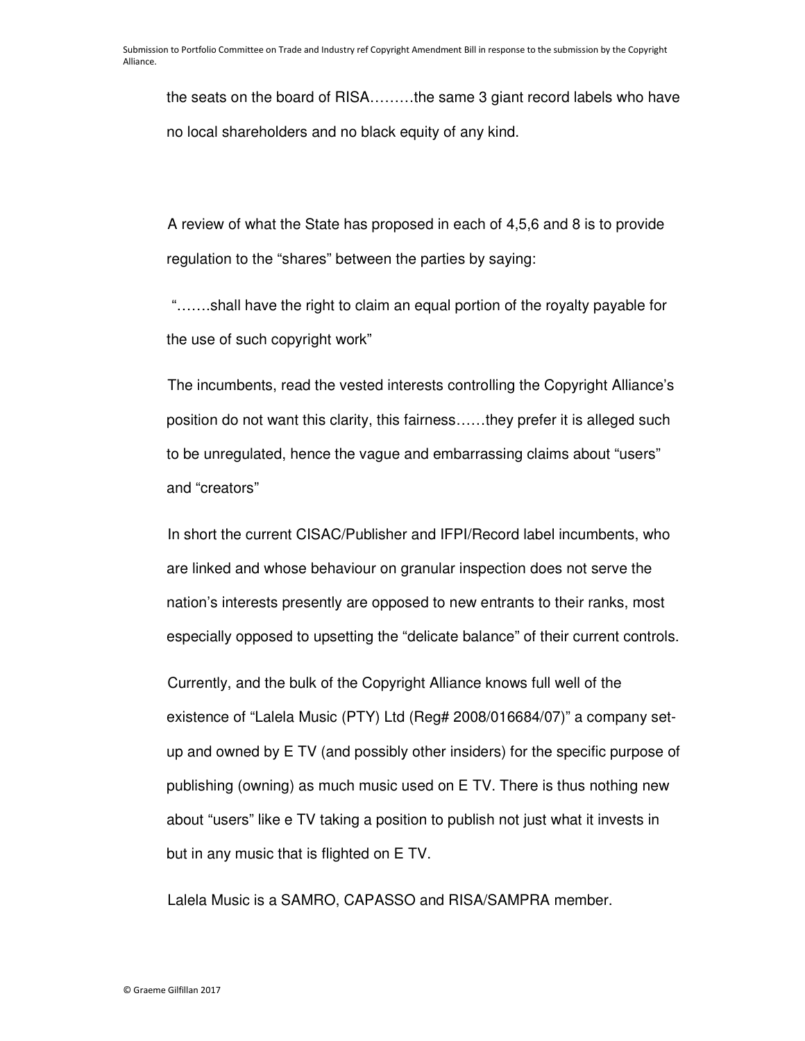the seats on the board of RISA………the same 3 giant record labels who have no local shareholders and no black equity of any kind.

A review of what the State has proposed in each of 4,5,6 and 8 is to provide regulation to the "shares" between the parties by saying:

"…….shall have the right to claim an equal portion of the royalty payable for the use of such copyright work"

The incumbents, read the vested interests controlling the Copyright Alliance's position do not want this clarity, this fairness……they prefer it is alleged such to be unregulated, hence the vague and embarrassing claims about "users" and "creators"

In short the current CISAC/Publisher and IFPI/Record label incumbents, who are linked and whose behaviour on granular inspection does not serve the nation's interests presently are opposed to new entrants to their ranks, most especially opposed to upsetting the "delicate balance" of their current controls.

Currently, and the bulk of the Copyright Alliance knows full well of the existence of "Lalela Music (PTY) Ltd (Reg# 2008/016684/07)" a company set-up and owned by E TV (and possibly other insiders) for the specific purpose of publishing (owning) as much music used on E TV. There is thus nothing new about "users" like e TV taking a position to publish not just what it invests in but in any music that is flighted on E TV.

Lalela Music is a SAMRO, CAPASSO and RISA/SAMPRA member.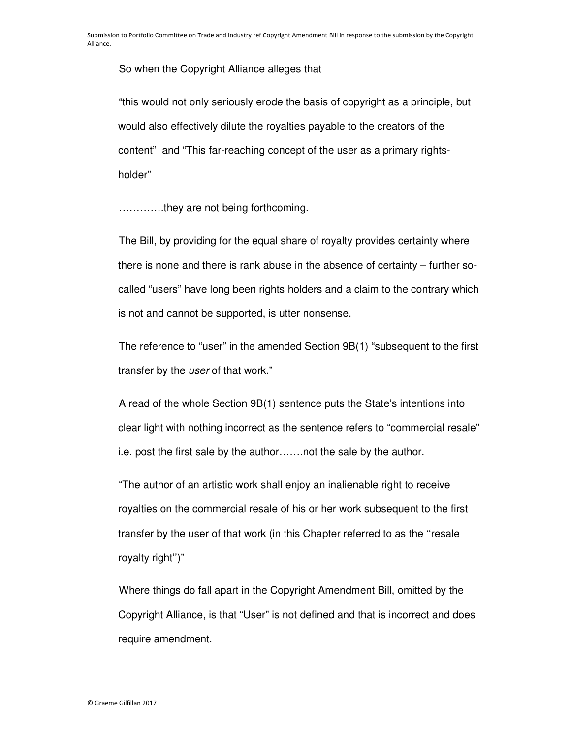So when the Copyright Alliance alleges that

"this would not only seriously erode the basis of copyright as a principle, but would also effectively dilute the royalties payable to the creators of the content" and "This far-reaching concept of the user as a primary rights-holder"

…………they are not being forthcoming.

The Bill, by providing for the equal share of royalty provides certainty where there is none and there is rank abuse in the absence of certainty – further so-called "users" have long been rights holders and a claim to the contrary which is not and cannot be supported, is utter nonsense.

The reference to "user" in the amended Section 9B(1) "subsequent to the first transfer by the *user* of that work."

A read of the whole Section 9B(1) sentence puts the State's intentions into clear light with nothing incorrect as the sentence refers to "commercial resale" i.e. post the first sale by the author…….not the sale by the author.

"The author of an artistic work shall enjoy an inalienable right to receive royalties on the commercial resale of his or her work subsequent to the first transfer by the user of that work (in this Chapter referred to as the ''resale royalty right'')"

Where things do fall apart in the Copyright Amendment Bill, omitted by the Copyright Alliance, is that "User" is not defined and that is incorrect and does require amendment.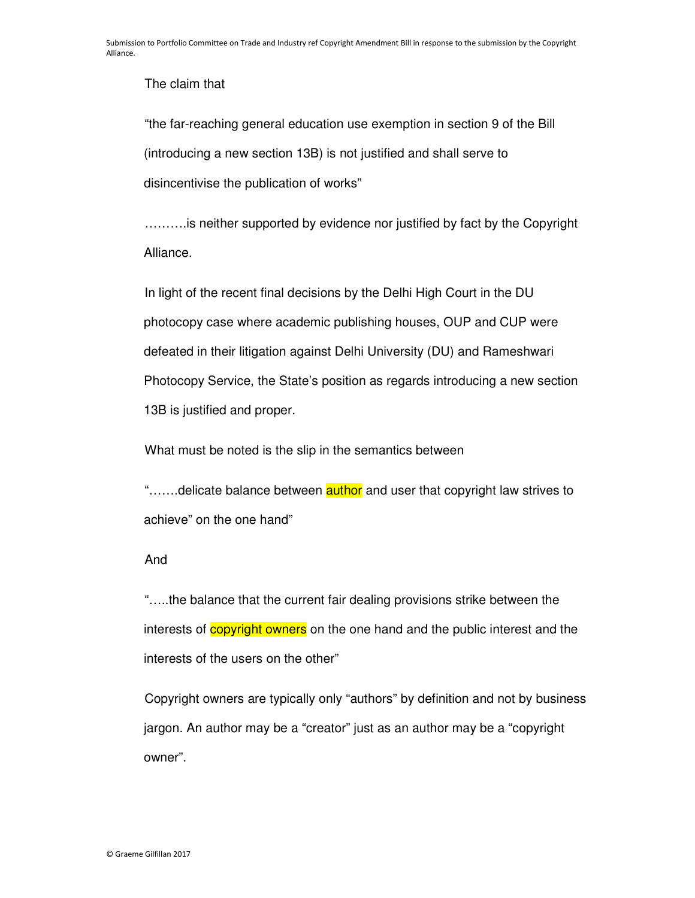The claim that

"the far-reaching general education use exemption in section 9 of the Bill (introducing a new section 13B) is not justified and shall serve to disincentivise the publication of works"

……….is neither supported by evidence nor justified by fact by the Copyright Alliance.

In light of the recent final decisions by the Delhi High Court in the DU photocopy case where academic publishing houses, OUP and CUP were defeated in their litigation against Delhi University (DU) and Rameshwari Photocopy Service, the State's position as regards introducing a new section 13B is justified and proper.

What must be noted is the slip in the semantics between

"…….delicate balance between author and user that copyright law strives to achieve" on the one hand"

And

"…..the balance that the current fair dealing provisions strike between the interests of copyright owners on the one hand and the public interest and the interests of the users on the other"

Copyright owners are typically only "authors" by definition and not by business jargon. An author may be a "creator" just as an author may be a "copyright owner".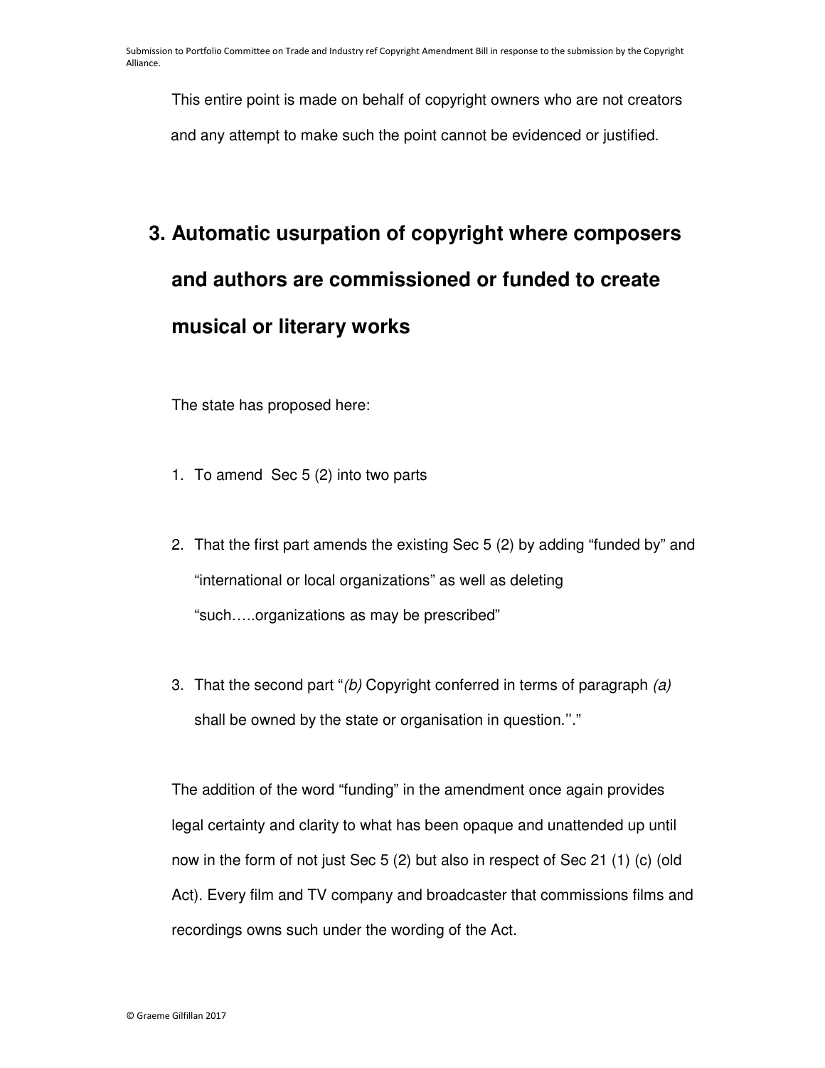This entire point is made on behalf of copyright owners who are not creators and any attempt to make such the point cannot be evidenced or justified.

## 3. Automatic usurpation of copyright where composers and authors are commissioned or funded to create musical or literary works

The state has proposed here:

1. To amend Sec 5 (2) into two parts

2. That the first part amends the existing Sec 5 (2) by adding "funded by" and "international or local organizations" as well as deleting "such…..organizations as may be prescribed"

3. That the second part "*(b)* Copyright conferred in terms of paragraph *(a)* shall be owned by the state or organisation in question.''."

The addition of the word "funding" in the amendment once again provides legal certainty and clarity to what has been opaque and unattended up until now in the form of not just Sec 5 (2) but also in respect of Sec 21 (1) (c) (old Act). Every film and TV company and broadcaster that commissions films and recordings owns such under the wording of the Act.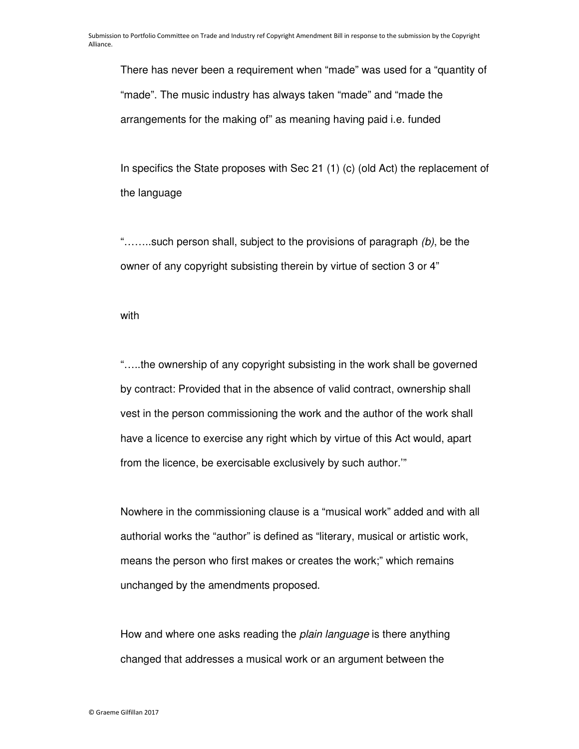There has never been a requirement when “made” was used for a “quantity of “made”. The music industry has always taken “made” and “made the arrangements for the making of” as meaning having paid i.e. funded

In specifics the State proposes with Sec 21 (1) (c) (old Act) the replacement of the language

“……..such person shall, subject to the provisions of paragraph *(b)*, be the owner of any copyright subsisting therein by virtue of section 3 or 4”

with

“…..the ownership of any copyright subsisting in the work shall be governed by contract: Provided that in the absence of valid contract, ownership shall vest in the person commissioning the work and the author of the work shall have a licence to exercise any right which by virtue of this Act would, apart from the licence, be exercisable exclusively by such author.’”

Nowhere in the commissioning clause is a “musical work” added and with all authorial works the “author” is defined as “literary, musical or artistic work, means the person who first makes or creates the work;” which remains unchanged by the amendments proposed.

How and where one asks reading the *plain language* is there anything changed that addresses a musical work or an argument between the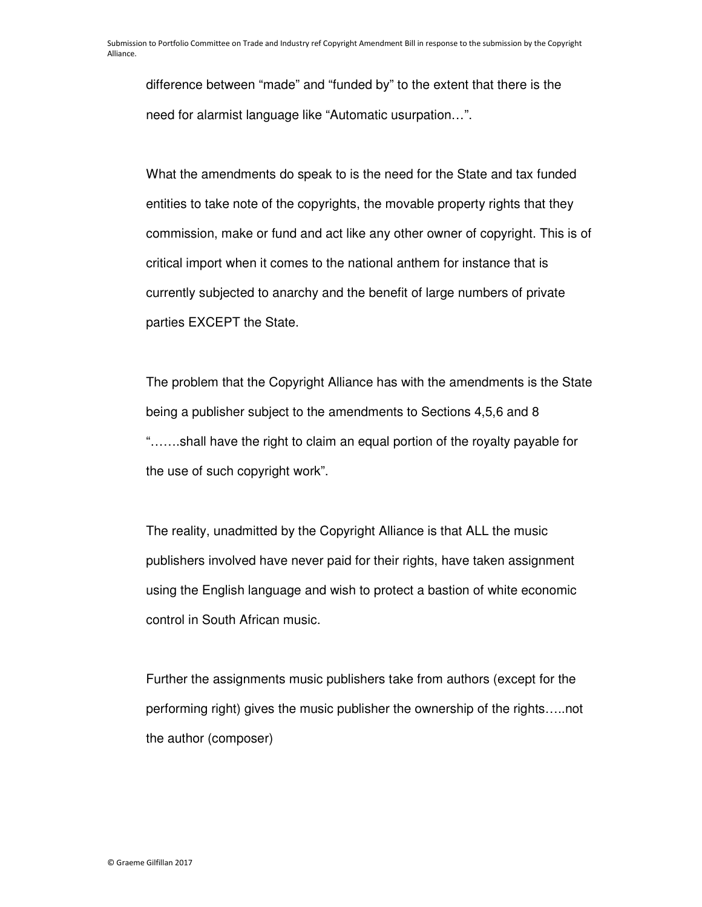difference between “made” and “funded by” to the extent that there is the need for alarmist language like “Automatic usurpation…”.

What the amendments do speak to is the need for the State and tax funded entities to take note of the copyrights, the movable property rights that they commission, make or fund and act like any other owner of copyright. This is of critical import when it comes to the national anthem for instance that is currently subjected to anarchy and the benefit of large numbers of private parties EXCEPT the State.

The problem that the Copyright Alliance has with the amendments is the State being a publisher subject to the amendments to Sections 4,5,6 and 8 “…….shall have the right to claim an equal portion of the royalty payable for the use of such copyright work”.

The reality, unadmitted by the Copyright Alliance is that ALL the music publishers involved have never paid for their rights, have taken assignment using the English language and wish to protect a bastion of white economic control in South African music.

Further the assignments music publishers take from authors (except for the performing right) gives the music publisher the ownership of the rights…..not the author (composer)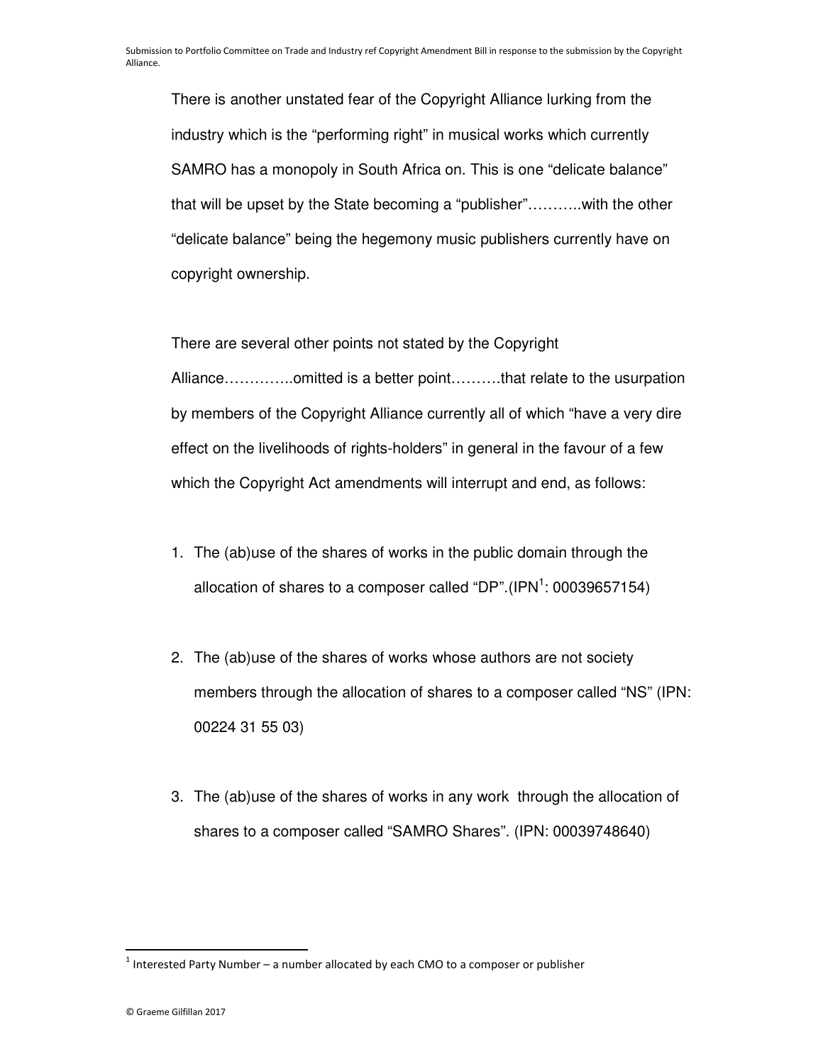There is another unstated fear of the Copyright Alliance lurking from the industry which is the "performing right" in musical works which currently SAMRO has a monopoly in South Africa on. This is one "delicate balance" that will be upset by the State becoming a "publisher"………..with the other "delicate balance" being the hegemony music publishers currently have on copyright ownership.

There are several other points not stated by the Copyright Alliance…………..omitted is a better point……….that relate to the usurpation by members of the Copyright Alliance currently all of which "have a very dire effect on the livelihoods of rights-holders" in general in the favour of a few which the Copyright Act amendments will interrupt and end, as follows:

1. The (ab)use of the shares of works in the public domain through the allocation of shares to a composer called "DP".(IPN[1]: 00039657154)

2. The (ab)use of the shares of works whose authors are not society members through the allocation of shares to a composer called "NS" (IPN: 00224 31 55 03)

3. The (ab)use of the shares of works in any work through the allocation of shares to a composer called "SAMRO Shares". (IPN: 00039748640)

[1] Interested Party Number – a number allocated by each CMO to a composer or publisher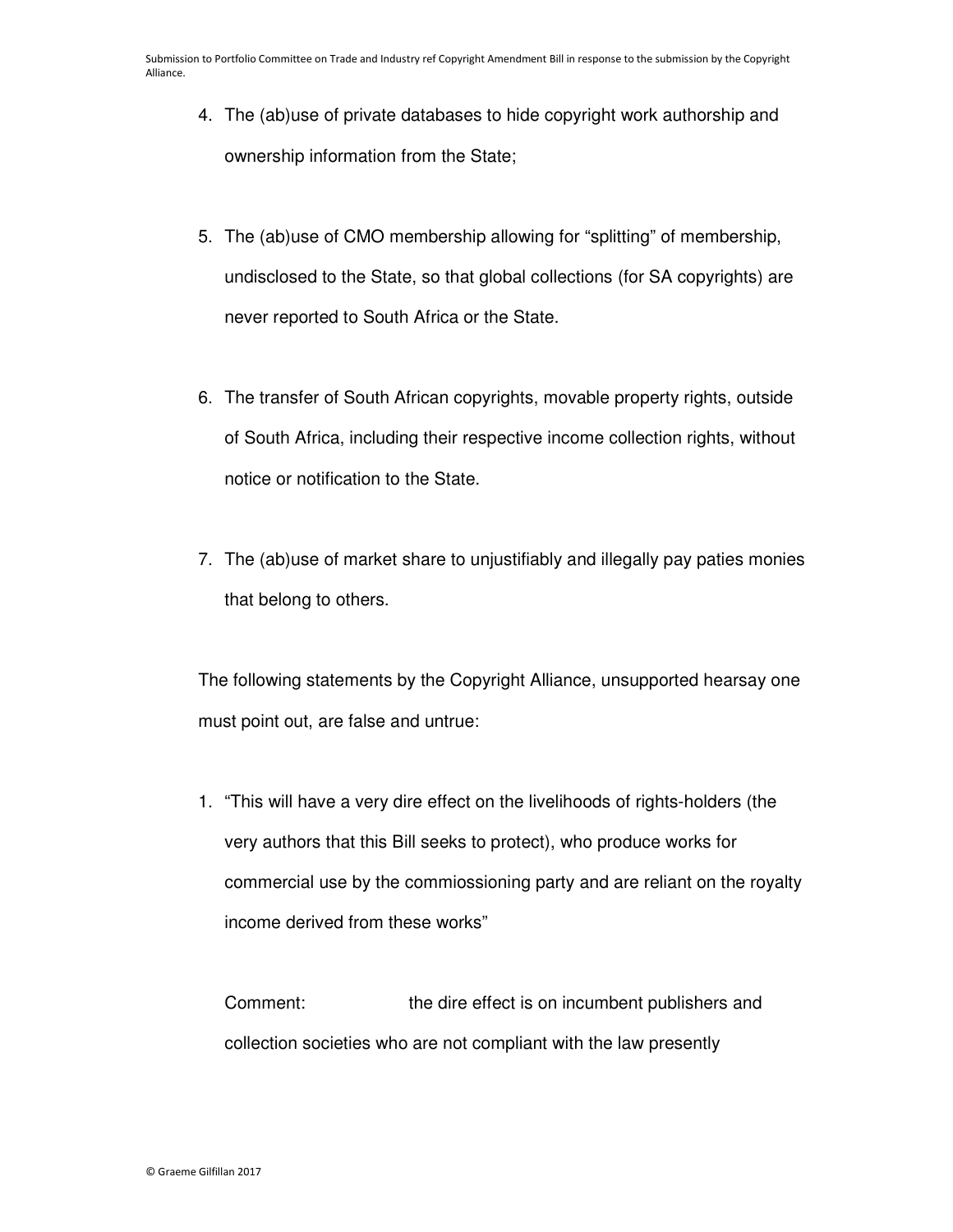4. The (ab)use of private databases to hide copyright work authorship and ownership information from the State;

5. The (ab)use of CMO membership allowing for "splitting" of membership, undisclosed to the State, so that global collections (for SA copyrights) are never reported to South Africa or the State.

6. The transfer of South African copyrights, movable property rights, outside of South Africa, including their respective income collection rights, without notice or notification to the State.

7. The (ab)use of market share to unjustifiably and illegally pay paties monies that belong to others.

The following statements by the Copyright Alliance, unsupported hearsay one must point out, are false and untrue:

1. "This will have a very dire effect on the livelihoods of rights-holders (the very authors that this Bill seeks to protect), who produce works for commercial use by the commiossioning party and are reliant on the royalty income derived from these works"

   Comment: the dire effect is on incumbent publishers and collection societies who are not compliant with the law presently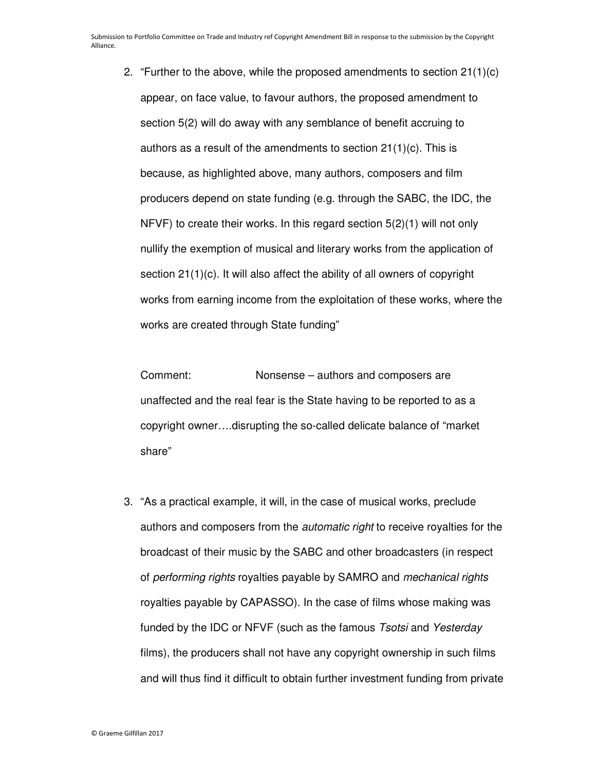2. "Further to the above, while the proposed amendments to section 21(1)(c) appear, on face value, to favour authors, the proposed amendment to section 5(2) will do away with any semblance of benefit accruing to authors as a result of the amendments to section 21(1)(c). This is because, as highlighted above, many authors, composers and film producers depend on state funding (e.g. through the SABC, the IDC, the NFVF) to create their works. In this regard section 5(2)(1) will not only nullify the exemption of musical and literary works from the application of section 21(1)(c). It will also affect the ability of all owners of copyright works from earning income from the exploitation of these works, where the works are created through State funding"

   Comment: Nonsense – authors and composers are unaffected and the real fear is the State having to be reported to as a copyright owner….disrupting the so-called delicate balance of "market share"

3. "As a practical example, it will, in the case of musical works, preclude authors and composers from the *automatic right* to receive royalties for the broadcast of their music by the SABC and other broadcasters (in respect of *performing rights* royalties payable by SAMRO and *mechanical rights* royalties payable by CAPASSO). In the case of films whose making was funded by the IDC or NFVF (such as the famous *Tsotsi* and *Yesterday* films), the producers shall not have any copyright ownership in such films and will thus find it difficult to obtain further investment funding from private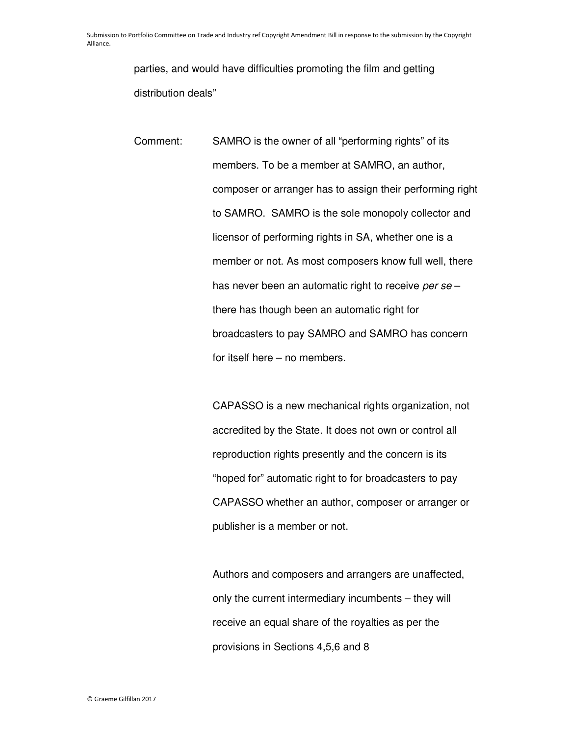parties, and would have difficulties promoting the film and getting distribution deals"

Comment: SAMRO is the owner of all "performing rights" of its members. To be a member at SAMRO, an author, composer or arranger has to assign their performing right to SAMRO. SAMRO is the sole monopoly collector and licensor of performing rights in SA, whether one is a member or not. As most composers know full well, there has never been an automatic right to receive *per se* – there has though been an automatic right for broadcasters to pay SAMRO and SAMRO has concern for itself here – no members.

CAPASSO is a new mechanical rights organization, not accredited by the State. It does not own or control all reproduction rights presently and the concern is its "hoped for" automatic right to for broadcasters to pay CAPASSO whether an author, composer or arranger or publisher is a member or not.

Authors and composers and arrangers are unaffected, only the current intermediary incumbents – they will receive an equal share of the royalties as per the provisions in Sections 4,5,6 and 8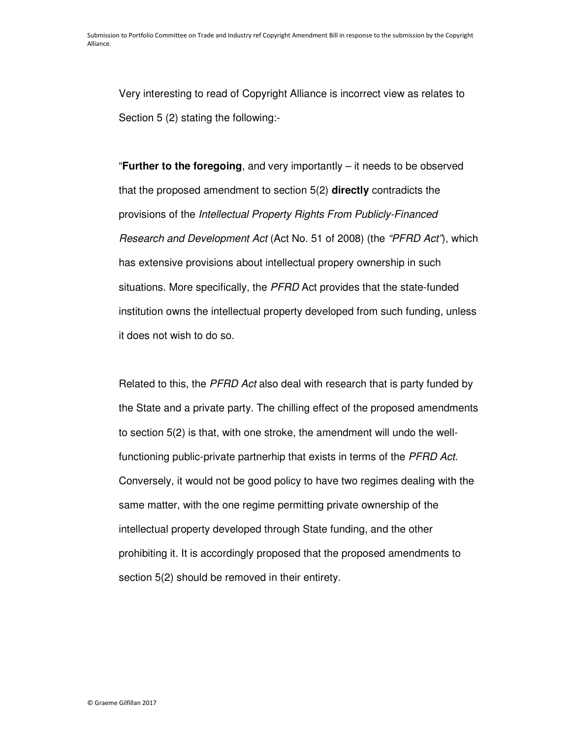Very interesting to read of Copyright Alliance is incorrect view as relates to Section 5 (2) stating the following:-

"**Further to the foregoing**, and very importantly – it needs to be observed that the proposed amendment to section 5(2) **directly** contradicts the provisions of the *Intellectual Property Rights From Publicly-Financed Research and Development Act* (Act No. 51 of 2008) (the *"PFRD Act"*), which has extensive provisions about intellectual propery ownership in such situations. More specifically, the *PFRD* Act provides that the state-funded institution owns the intellectual property developed from such funding, unless it does not wish to do so.

Related to this, the *PFRD Act* also deal with research that is party funded by the State and a private party. The chilling effect of the proposed amendments to section 5(2) is that, with one stroke, the amendment will undo the well-functioning public-private partnerhip that exists in terms of the *PFRD Act.* Conversely, it would not be good policy to have two regimes dealing with the same matter, with the one regime permitting private ownership of the intellectual property developed through State funding, and the other prohibiting it. It is accordingly proposed that the proposed amendments to section 5(2) should be removed in their entirety.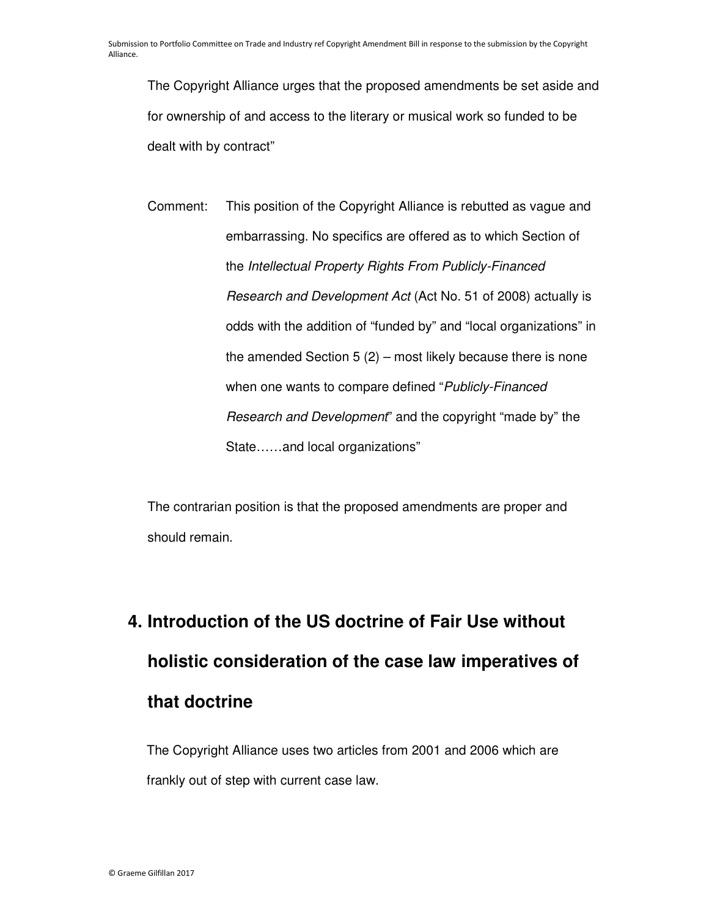The Copyright Alliance urges that the proposed amendments be set aside and for ownership of and access to the literary or musical work so funded to be dealt with by contract"

Comment: This position of the Copyright Alliance is rebutted as vague and embarrassing. No specifics are offered as to which Section of the *Intellectual Property Rights From Publicly-Financed Research and Development Act* (Act No. 51 of 2008) actually is odds with the addition of "funded by" and "local organizations" in the amended Section 5 (2) – most likely because there is none when one wants to compare defined "*Publicly-Financed Research and Development*" and the copyright "made by" the State……and local organizations"

The contrarian position is that the proposed amendments are proper and should remain.

# 4. Introduction of the US doctrine of Fair Use without holistic consideration of the case law imperatives of that doctrine

The Copyright Alliance uses two articles from 2001 and 2006 which are frankly out of step with current case law.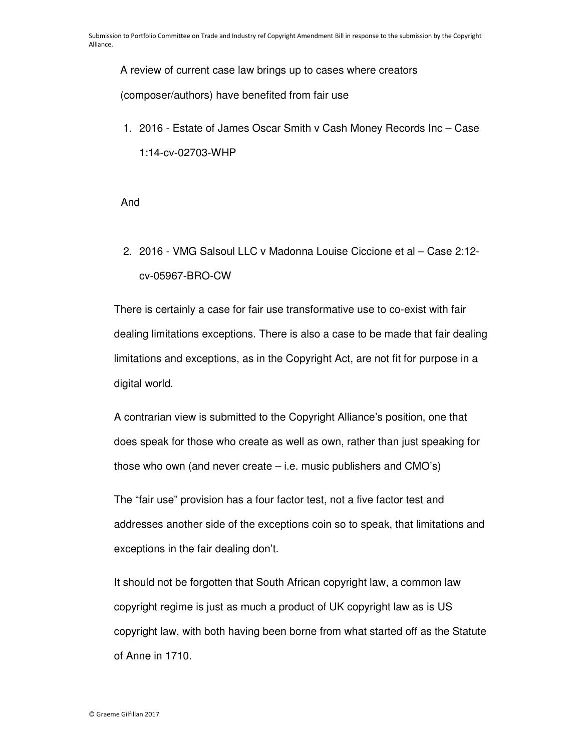A review of current case law brings up to cases where creators (composer/authors) have benefited from fair use

1. 2016 - Estate of James Oscar Smith v Cash Money Records Inc – Case 1:14-cv-02703-WHP

And

2. 2016 - VMG Salsoul LLC v Madonna Louise Ciccione et al – Case 2:12-cv-05967-BRO-CW

There is certainly a case for fair use transformative use to co-exist with fair dealing limitations exceptions. There is also a case to be made that fair dealing limitations and exceptions, as in the Copyright Act, are not fit for purpose in a digital world.

A contrarian view is submitted to the Copyright Alliance's position, one that does speak for those who create as well as own, rather than just speaking for those who own (and never create – i.e. music publishers and CMO's)

The "fair use" provision has a four factor test, not a five factor test and addresses another side of the exceptions coin so to speak, that limitations and exceptions in the fair dealing don't.

It should not be forgotten that South African copyright law, a common law copyright regime is just as much a product of UK copyright law as is US copyright law, with both having been borne from what started off as the Statute of Anne in 1710.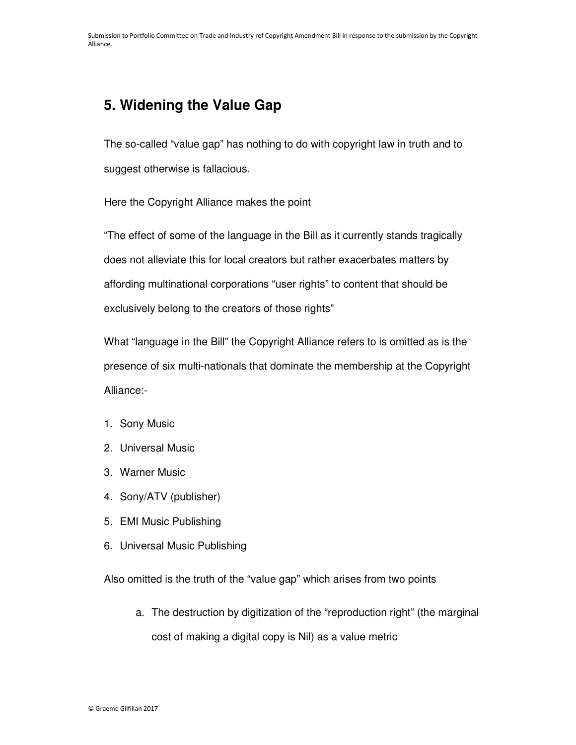## 5. Widening the Value Gap

The so-called “value gap” has nothing to do with copyright law in truth and to suggest otherwise is fallacious.

Here the Copyright Alliance makes the point

“The effect of some of the language in the Bill as it currently stands tragically does not alleviate this for local creators but rather exacerbates matters by affording multinational corporations “user rights” to content that should be exclusively belong to the creators of those rights”

What “language in the Bill” the Copyright Alliance refers to is omitted as is the presence of six multi-nationals that dominate the membership at the Copyright Alliance:-

1. Sony Music
2. Universal Music
3. Warner Music
4. Sony/ATV (publisher)
5. EMI Music Publishing
6. Universal Music Publishing

Also omitted is the truth of the “value gap” which arises from two points

a. The destruction by digitization of the “reproduction right” (the marginal cost of making a digital copy is Nil) as a value metric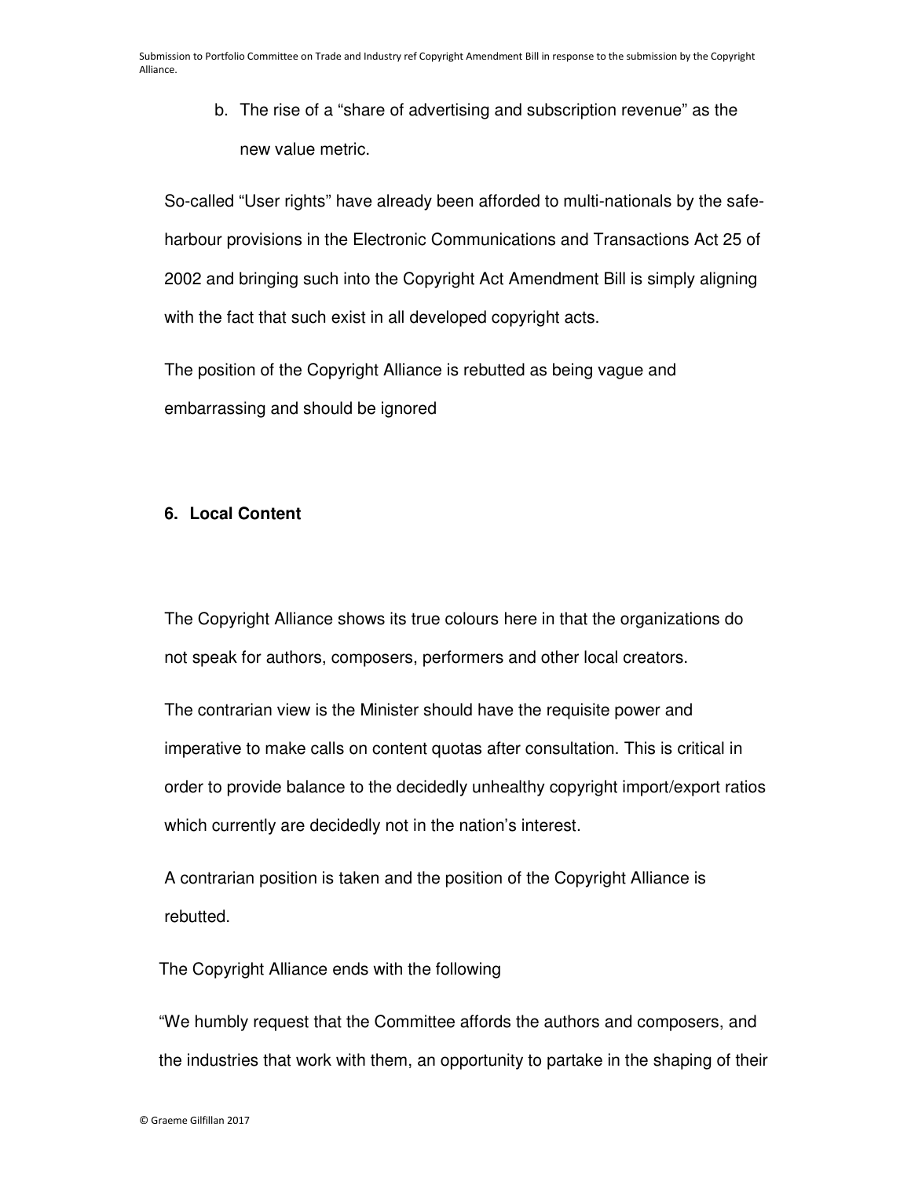b. The rise of a "share of advertising and subscription revenue" as the new value metric.

So-called "User rights" have already been afforded to multi-nationals by the safe-harbour provisions in the Electronic Communications and Transactions Act 25 of 2002 and bringing such into the Copyright Act Amendment Bill is simply aligning with the fact that such exist in all developed copyright acts.

The position of the Copyright Alliance is rebutted as being vague and embarrassing and should be ignored

**6. Local Content**

The Copyright Alliance shows its true colours here in that the organizations do not speak for authors, composers, performers and other local creators.

The contrarian view is the Minister should have the requisite power and imperative to make calls on content quotas after consultation. This is critical in order to provide balance to the decidedly unhealthy copyright import/export ratios which currently are decidedly not in the nation's interest.

A contrarian position is taken and the position of the Copyright Alliance is rebutted.

The Copyright Alliance ends with the following

"We humbly request that the Committee affords the authors and composers, and the industries that work with them, an opportunity to partake in the shaping of their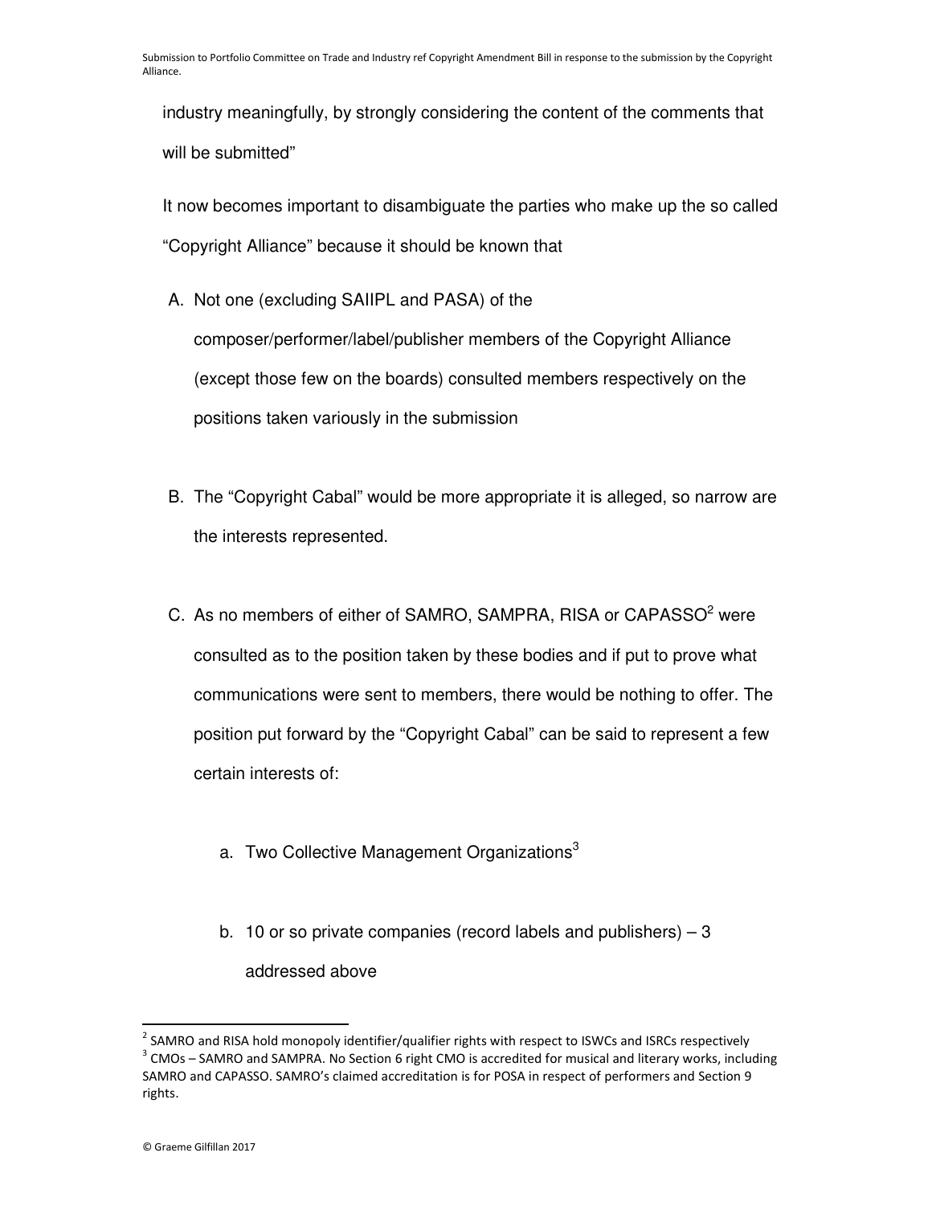industry meaningfully, by strongly considering the content of the comments that will be submitted"

It now becomes important to disambiguate the parties who make up the so called "Copyright Alliance" because it should be known that

A. Not one (excluding SAIIPL and PASA) of the composer/performer/label/publisher members of the Copyright Alliance (except those few on the boards) consulted members respectively on the positions taken variously in the submission

B. The "Copyright Cabal" would be more appropriate it is alleged, so narrow are the interests represented.

C. As no members of either of SAMRO, SAMPRA, RISA or CAPASSO[2] were consulted as to the position taken by these bodies and if put to prove what communications were sent to members, there would be nothing to offer. The position put forward by the "Copyright Cabal" can be said to represent a few certain interests of:

   a. Two Collective Management Organizations[3]

   b. 10 or so private companies (record labels and publishers) – 3 addressed above

---

[2] SAMRO and RISA hold monopoly identifier/qualifier rights with respect to ISWCs and ISRCs respectively

[3] CMOs – SAMRO and SAMPRA. No Section 6 right CMO is accredited for musical and literary works, including SAMRO and CAPASSO. SAMRO's claimed accreditation is for POSA in respect of performers and Section 9 rights.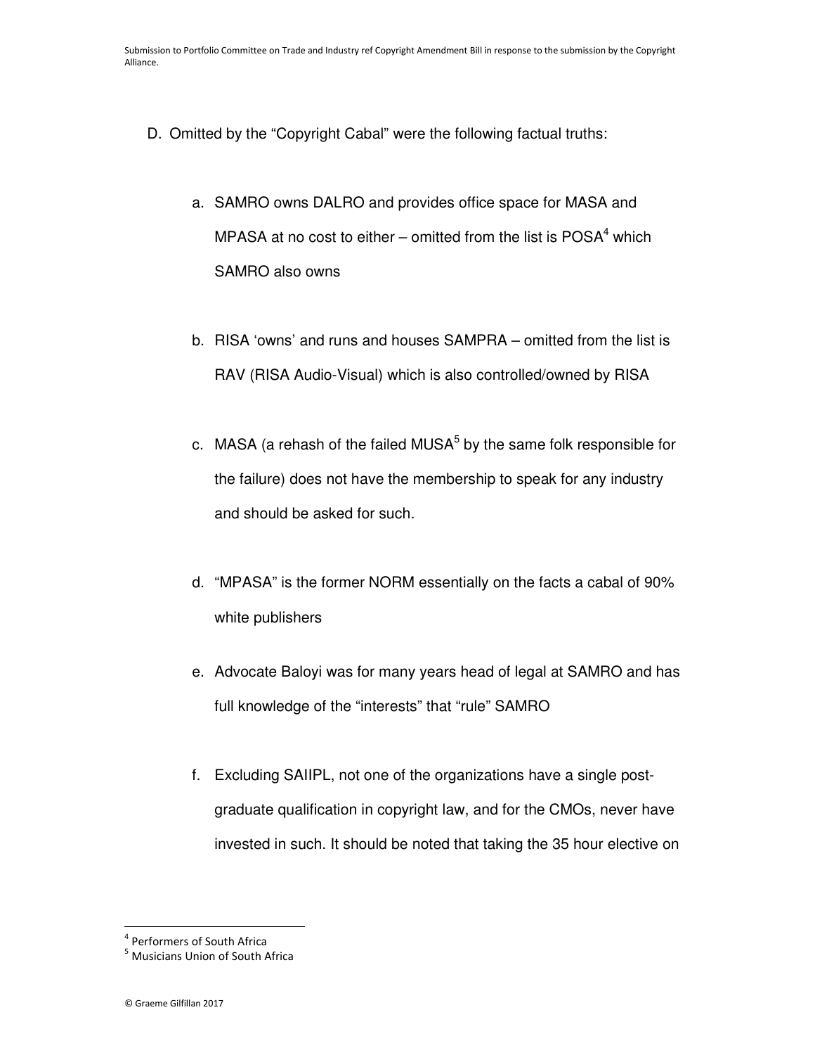D. Omitted by the "Copyright Cabal" were the following factual truths:

   a. SAMRO owns DALRO and provides office space for MASA and MPASA at no cost to either – omitted from the list is POSA[4] which SAMRO also owns

   b. RISA 'owns' and runs and houses SAMPRA – omitted from the list is RAV (RISA Audio-Visual) which is also controlled/owned by RISA

   c. MASA (a rehash of the failed MUSA[5] by the same folk responsible for the failure) does not have the membership to speak for any industry and should be asked for such.

   d. "MPASA" is the former NORM essentially on the facts a cabal of 90% white publishers

   e. Advocate Baloyi was for many years head of legal at SAMRO and has full knowledge of the "interests" that "rule" SAMRO

   f. Excluding SAIIPL, not one of the organizations have a single post-graduate qualification in copyright law, and for the CMOs, never have invested in such. It should be noted that taking the 35 hour elective on

[4] Performers of South Africa

[5] Musicians Union of South Africa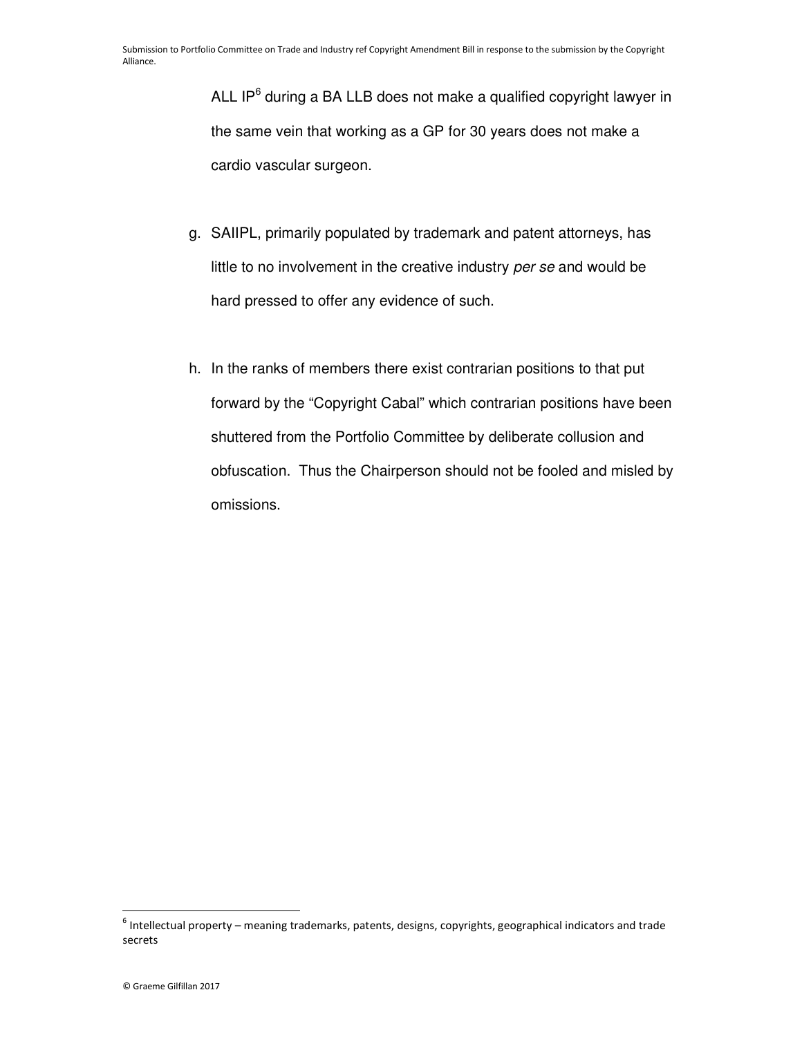ALL IP[6] during a BA LLB does not make a qualified copyright lawyer in the same vein that working as a GP for 30 years does not make a cardio vascular surgeon.

g. SAIIPL, primarily populated by trademark and patent attorneys, has little to no involvement in the creative industry *per se* and would be hard pressed to offer any evidence of such.

h. In the ranks of members there exist contrarian positions to that put forward by the “Copyright Cabal” which contrarian positions have been shuttered from the Portfolio Committee by deliberate collusion and obfuscation. Thus the Chairperson should not be fooled and misled by omissions.

[6] Intellectual property – meaning trademarks, patents, designs, copyrights, geographical indicators and trade secrets